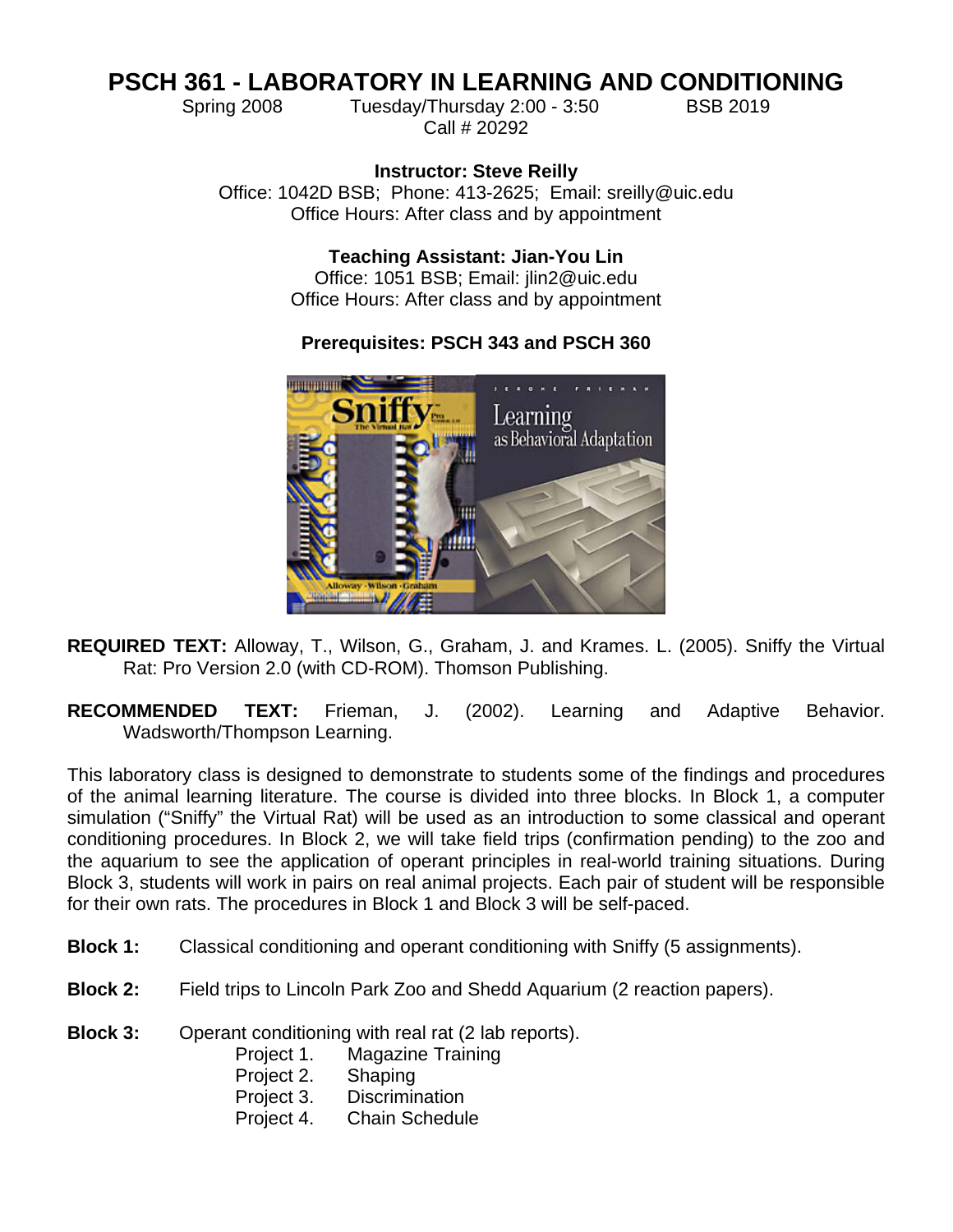# PSCH 361 - LABORATORY IN LEARNING AND CONDITIONING

Spring 2008 Tuesday/Thursday 2:00 - 3:50 BSB 2019
Call # 20292

**Instructor: Steve Reilly**
Office: 1042D BSB; Phone: 413-2625; Email: sreilly@uic.edu
Office Hours: After class and by appointment

**Teaching Assistant: Jian-You Lin**
Office: 1051 BSB; Email: jlin2@uic.edu
Office Hours: After class and by appointment

**Prerequisites: PSCH 343 and PSCH 360**

**REQUIRED TEXT:** Alloway, T., Wilson, G., Graham, J. and Krames. L. (2005). Sniffy the Virtual Rat: Pro Version 2.0 (with CD-ROM). Thomson Publishing.

**RECOMMENDED TEXT:** Frieman, J. (2002). Learning and Adaptive Behavior. Wadsworth/Thompson Learning.

This laboratory class is designed to demonstrate to students some of the findings and procedures of the animal learning literature. The course is divided into three blocks. In Block 1, a computer simulation ("Sniffy" the Virtual Rat) will be used as an introduction to some classical and operant conditioning procedures. In Block 2, we will take field trips (confirmation pending) to the zoo and the aquarium to see the application of operant principles in real-world training situations. During Block 3, students will work in pairs on real animal projects. Each pair of student will be responsible for their own rats. The procedures in Block 1 and Block 3 will be self-paced.

**Block 1:** Classical conditioning and operant conditioning with Sniffy (5 assignments).

**Block 2:** Field trips to Lincoln Park Zoo and Shedd Aquarium (2 reaction papers).

**Block 3:** Operant conditioning with real rat (2 lab reports).

- Project 1. Magazine Training
- Project 2. Shaping
- Project 3. Discrimination
- Project 4. Chain Schedule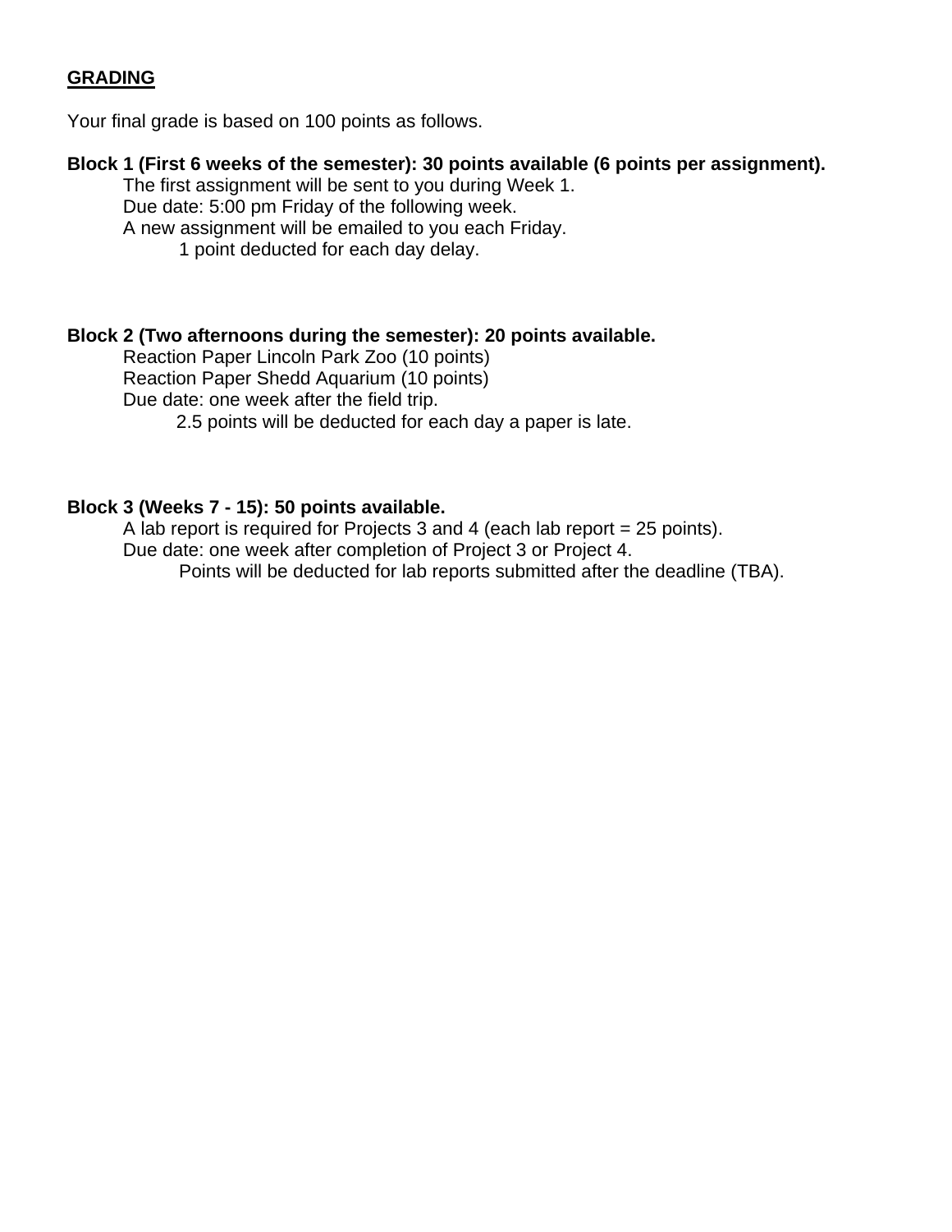## GRADING

Your final grade is based on 100 points as follows.

**Block 1 (First 6 weeks of the semester): 30 points available (6 points per assignment).**

The first assignment will be sent to you during Week 1.
Due date: 5:00 pm Friday of the following week.
A new assignment will be emailed to you each Friday.

1 point deducted for each day delay.

**Block 2 (Two afternoons during the semester): 20 points available.**

Reaction Paper Lincoln Park Zoo (10 points)
Reaction Paper Shedd Aquarium (10 points)
Due date: one week after the field trip.

2.5 points will be deducted for each day a paper is late.

**Block 3 (Weeks 7 - 15): 50 points available.**

A lab report is required for Projects 3 and 4 (each lab report = 25 points).
Due date: one week after completion of Project 3 or Project 4.

Points will be deducted for lab reports submitted after the deadline (TBA).